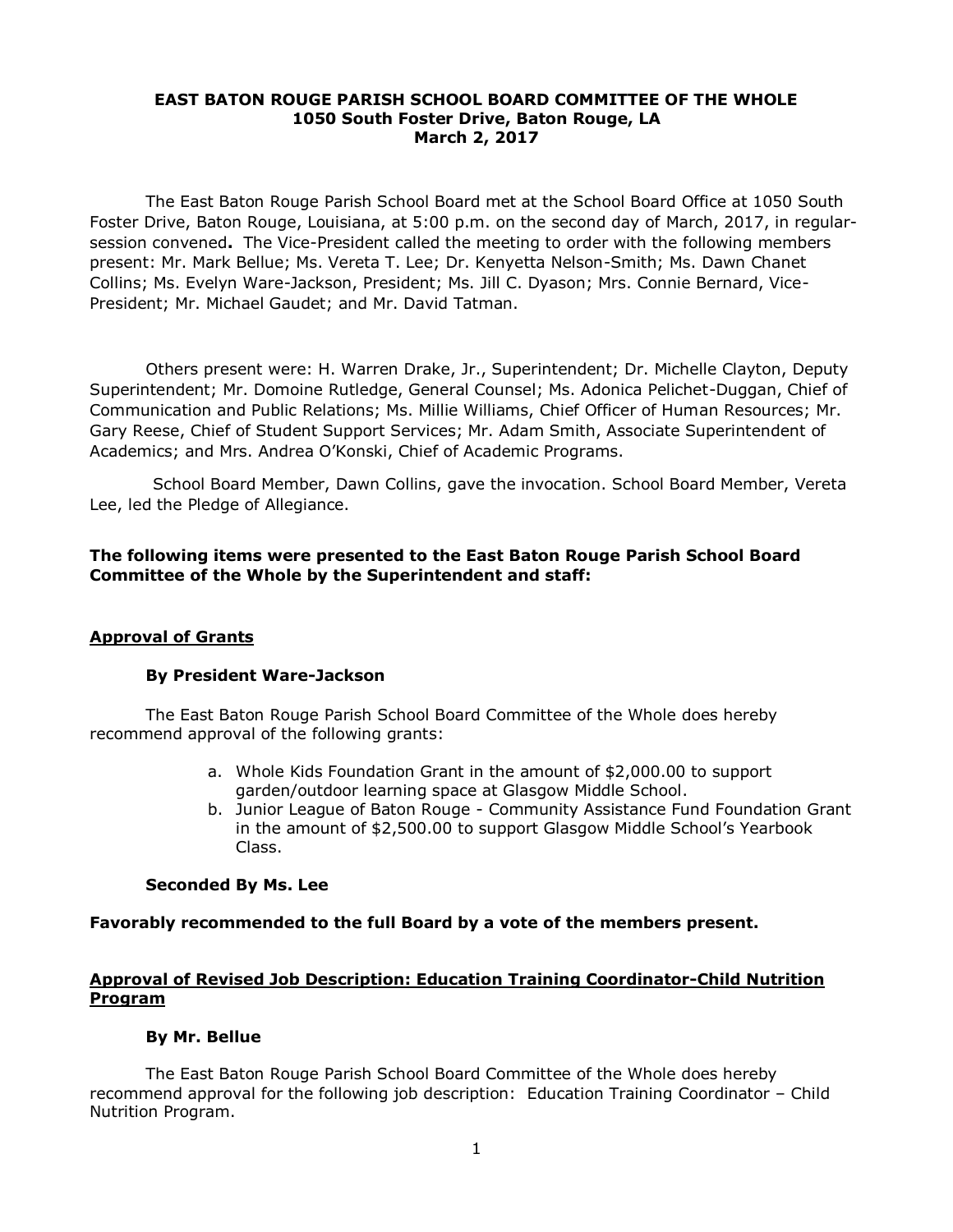**EAST BATON ROUGE PARISH SCHOOL BOARD COMMITTEE OF THE WHOLE**
**1050 South Foster Drive, Baton Rouge, LA**
**March 2, 2017**

The East Baton Rouge Parish School Board met at the School Board Office at 1050 South Foster Drive, Baton Rouge, Louisiana, at 5:00 p.m. on the second day of March, 2017, in regular-session convened**.** The Vice-President called the meeting to order with the following members present: Mr. Mark Bellue; Ms. Vereta T. Lee; Dr. Kenyetta Nelson-Smith; Ms. Dawn Chanet Collins; Ms. Evelyn Ware-Jackson, President; Ms. Jill C. Dyason; Mrs. Connie Bernard, Vice-President; Mr. Michael Gaudet; and Mr. David Tatman.

Others present were: H. Warren Drake, Jr., Superintendent; Dr. Michelle Clayton, Deputy Superintendent; Mr. Domoine Rutledge, General Counsel; Ms. Adonica Pelichet-Duggan, Chief of Communication and Public Relations; Ms. Millie Williams, Chief Officer of Human Resources; Mr. Gary Reese, Chief of Student Support Services; Mr. Adam Smith, Associate Superintendent of Academics; and Mrs. Andrea O'Konski, Chief of Academic Programs.

School Board Member, Dawn Collins, gave the invocation. School Board Member, Vereta Lee, led the Pledge of Allegiance.

**The following items were presented to the East Baton Rouge Parish School Board Committee of the Whole by the Superintendent and staff:**

**Approval of Grants**

**By President Ware-Jackson**

The East Baton Rouge Parish School Board Committee of the Whole does hereby recommend approval of the following grants:

a. Whole Kids Foundation Grant in the amount of $2,000.00 to support garden/outdoor learning space at Glasgow Middle School.
b. Junior League of Baton Rouge - Community Assistance Fund Foundation Grant in the amount of $2,500.00 to support Glasgow Middle School's Yearbook Class.

**Seconded By Ms. Lee**

**Favorably recommended to the full Board by a vote of the members present.**

**Approval of Revised Job Description: Education Training Coordinator-Child Nutrition Program**

**By Mr. Bellue**

The East Baton Rouge Parish School Board Committee of the Whole does hereby recommend approval for the following job description: Education Training Coordinator – Child Nutrition Program.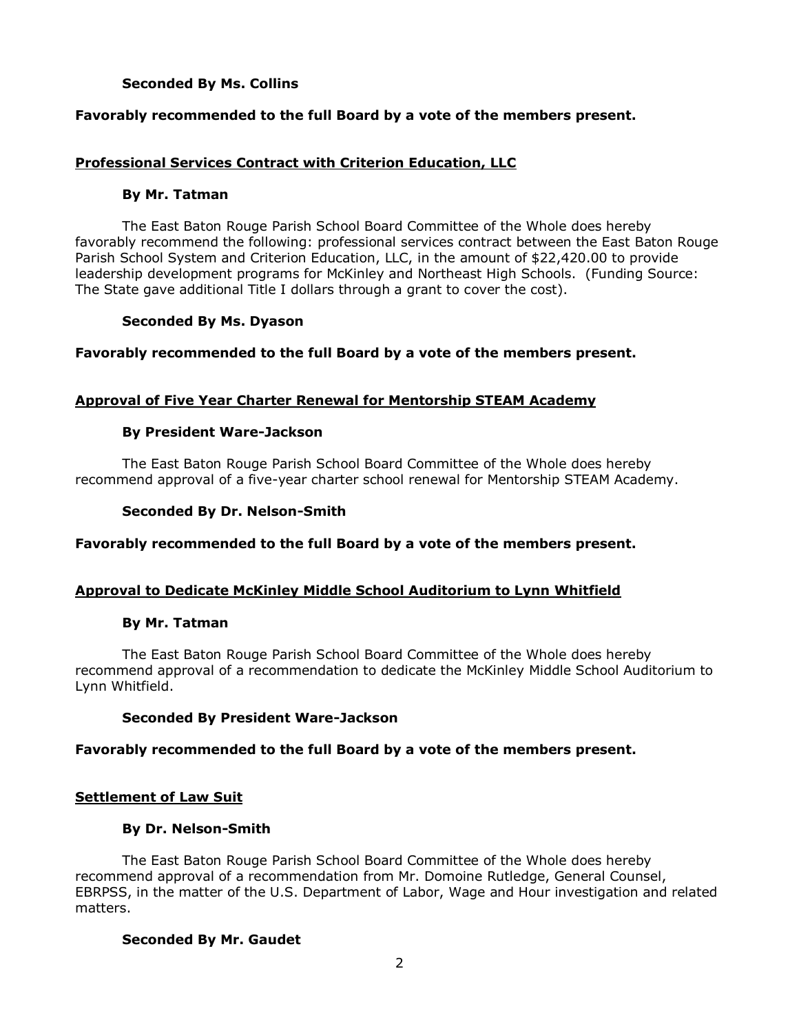**Seconded By Ms. Collins**

**Favorably recommended to the full Board by a vote of the members present.**

**Professional Services Contract with Criterion Education, LLC**

**By Mr. Tatman**

The East Baton Rouge Parish School Board Committee of the Whole does hereby favorably recommend the following: professional services contract between the East Baton Rouge Parish School System and Criterion Education, LLC, in the amount of $22,420.00 to provide leadership development programs for McKinley and Northeast High Schools. (Funding Source: The State gave additional Title I dollars through a grant to cover the cost).

**Seconded By Ms. Dyason**

**Favorably recommended to the full Board by a vote of the members present.**

**Approval of Five Year Charter Renewal for Mentorship STEAM Academy**

**By President Ware-Jackson**

The East Baton Rouge Parish School Board Committee of the Whole does hereby recommend approval of a five-year charter school renewal for Mentorship STEAM Academy.

**Seconded By Dr. Nelson-Smith**

**Favorably recommended to the full Board by a vote of the members present.**

**Approval to Dedicate McKinley Middle School Auditorium to Lynn Whitfield**

**By Mr. Tatman**

The East Baton Rouge Parish School Board Committee of the Whole does hereby recommend approval of a recommendation to dedicate the McKinley Middle School Auditorium to Lynn Whitfield.

**Seconded By President Ware-Jackson**

**Favorably recommended to the full Board by a vote of the members present.**

**Settlement of Law Suit**

**By Dr. Nelson-Smith**

The East Baton Rouge Parish School Board Committee of the Whole does hereby recommend approval of a recommendation from Mr. Domoine Rutledge, General Counsel, EBRPSS, in the matter of the U.S. Department of Labor, Wage and Hour investigation and related matters.

**Seconded By Mr. Gaudet**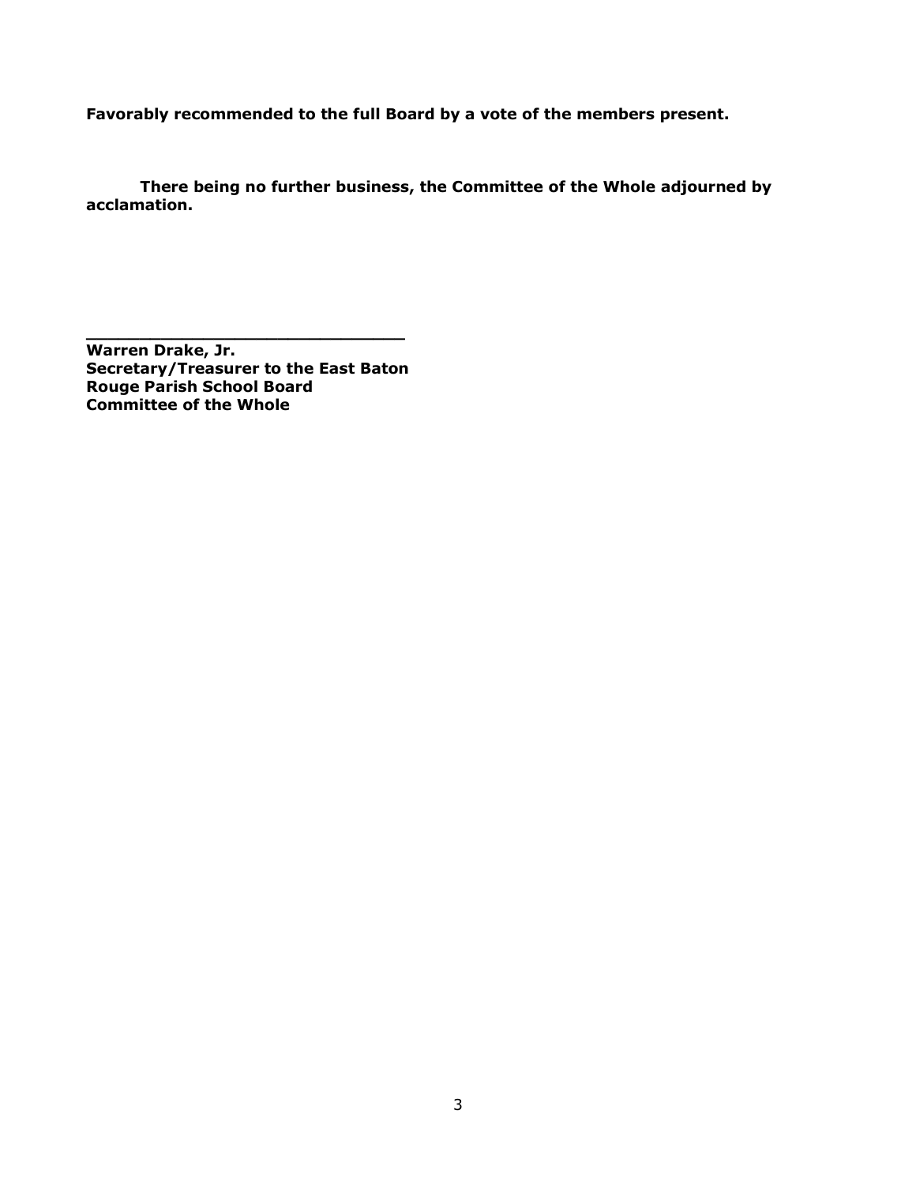**Favorably recommended to the full Board by a vote of the members present.**

**There being no further business, the Committee of the Whole adjourned by acclamation.**

\_\_\_\_\_\_\_\_\_\_\_\_\_\_\_\_\_\_\_\_\_\_\_\_\_\_\_\_\_\_\_\_

**Warren Drake, Jr.**
**Secretary/Treasurer to the East Baton Rouge Parish School Board**
**Committee of the Whole**